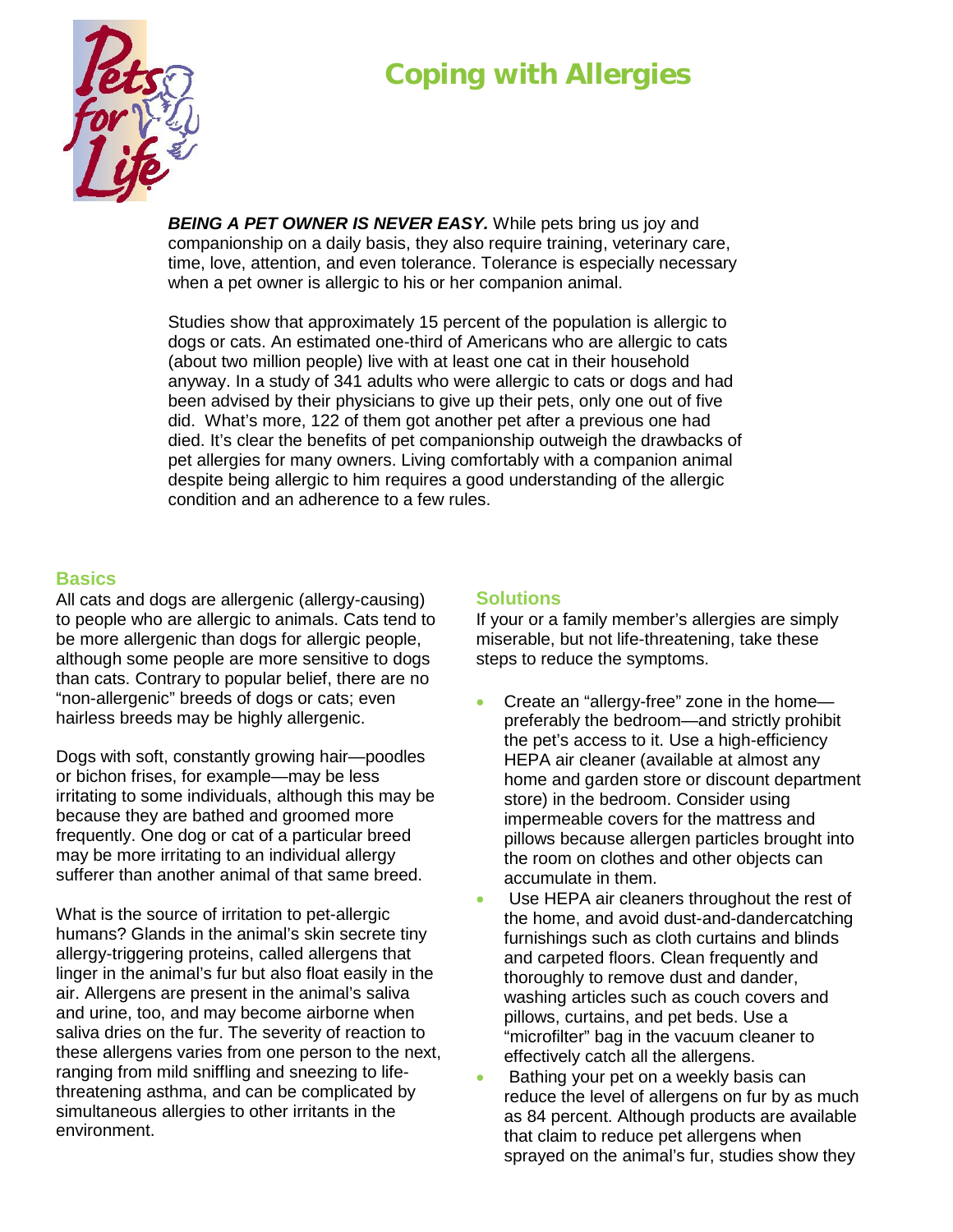# Coping with Allergies

***BEING A PET OWNER IS NEVER EASY.*** While pets bring us joy and companionship on a daily basis, they also require training, veterinary care, time, love, attention, and even tolerance. Tolerance is especially necessary when a pet owner is allergic to his or her companion animal.

Studies show that approximately 15 percent of the population is allergic to dogs or cats. An estimated one-third of Americans who are allergic to cats (about two million people) live with at least one cat in their household anyway. In a study of 341 adults who were allergic to cats or dogs and had been advised by their physicians to give up their pets, only one out of five did. What's more, 122 of them got another pet after a previous one had died. It's clear the benefits of pet companionship outweigh the drawbacks of pet allergies for many owners. Living comfortably with a companion animal despite being allergic to him requires a good understanding of the allergic condition and an adherence to a few rules.

## Basics

All cats and dogs are allergenic (allergy-causing) to people who are allergic to animals. Cats tend to be more allergenic than dogs for allergic people, although some people are more sensitive to dogs than cats. Contrary to popular belief, there are no "non-allergenic" breeds of dogs or cats; even hairless breeds may be highly allergenic.

Dogs with soft, constantly growing hair—poodles or bichon frises, for example—may be less irritating to some individuals, although this may be because they are bathed and groomed more frequently. One dog or cat of a particular breed may be more irritating to an individual allergy sufferer than another animal of that same breed.

What is the source of irritation to pet-allergic humans? Glands in the animal's skin secrete tiny allergy-triggering proteins, called allergens that linger in the animal's fur but also float easily in the air. Allergens are present in the animal's saliva and urine, too, and may become airborne when saliva dries on the fur. The severity of reaction to these allergens varies from one person to the next, ranging from mild sniffling and sneezing to life-threatening asthma, and can be complicated by simultaneous allergies to other irritants in the environment.

## Solutions

If your or a family member's allergies are simply miserable, but not life-threatening, take these steps to reduce the symptoms.

- Create an "allergy-free" zone in the home—preferably the bedroom—and strictly prohibit the pet's access to it. Use a high-efficiency HEPA air cleaner (available at almost any home and garden store or discount department store) in the bedroom. Consider using impermeable covers for the mattress and pillows because allergen particles brought into the room on clothes and other objects can accumulate in them.
- Use HEPA air cleaners throughout the rest of the home, and avoid dust-and-dandercatching furnishings such as cloth curtains and blinds and carpeted floors. Clean frequently and thoroughly to remove dust and dander, washing articles such as couch covers and pillows, curtains, and pet beds. Use a "microfilter" bag in the vacuum cleaner to effectively catch all the allergens.
- Bathing your pet on a weekly basis can reduce the level of allergens on fur by as much as 84 percent. Although products are available that claim to reduce pet allergens when sprayed on the animal's fur, studies show they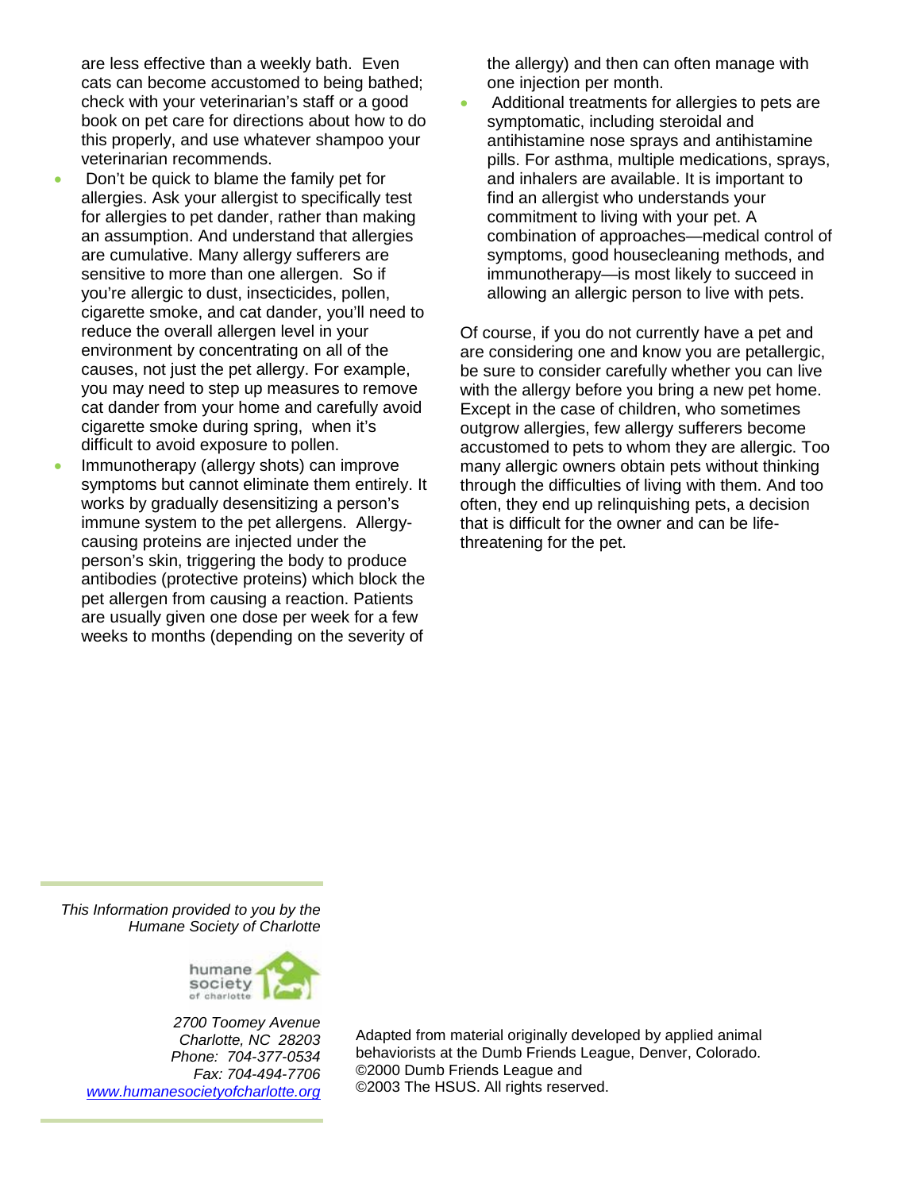are less effective than a weekly bath. Even cats can become accustomed to being bathed; check with your veterinarian's staff or a good book on pet care for directions about how to do this properly, and use whatever shampoo your veterinarian recommends.

- Don't be quick to blame the family pet for allergies. Ask your allergist to specifically test for allergies to pet dander, rather than making an assumption. And understand that allergies are cumulative. Many allergy sufferers are sensitive to more than one allergen. So if you're allergic to dust, insecticides, pollen, cigarette smoke, and cat dander, you'll need to reduce the overall allergen level in your environment by concentrating on all of the causes, not just the pet allergy. For example, you may need to step up measures to remove cat dander from your home and carefully avoid cigarette smoke during spring, when it's difficult to avoid exposure to pollen.
- Immunotherapy (allergy shots) can improve symptoms but cannot eliminate them entirely. It works by gradually desensitizing a person's immune system to the pet allergens. Allergy-causing proteins are injected under the person's skin, triggering the body to produce antibodies (protective proteins) which block the pet allergen from causing a reaction. Patients are usually given one dose per week for a few weeks to months (depending on the severity of the allergy) and then can often manage with one injection per month.
- Additional treatments for allergies to pets are symptomatic, including steroidal and antihistamine nose sprays and antihistamine pills. For asthma, multiple medications, sprays, and inhalers are available. It is important to find an allergist who understands your commitment to living with your pet. A combination of approaches—medical control of symptoms, good housecleaning methods, and immunotherapy—is most likely to succeed in allowing an allergic person to live with pets.

Of course, if you do not currently have a pet and are considering one and know you are petallergic, be sure to consider carefully whether you can live with the allergy before you bring a new pet home. Except in the case of children, who sometimes outgrow allergies, few allergy sufferers become accustomed to pets to whom they are allergic. Too many allergic owners obtain pets without thinking through the difficulties of living with them. And too often, they end up relinquishing pets, a decision that is difficult for the owner and can be life-threatening for the pet.

*This Information provided to you by the Humane Society of Charlotte*

humane society of charlotte

*2700 Toomey Avenue*
*Charlotte, NC 28203*
*Phone: 704-377-0534*
*Fax: 704-494-7706*
*www.humanesocietyofcharlotte.org*

Adapted from material originally developed by applied animal behaviorists at the Dumb Friends League, Denver, Colorado.
©2000 Dumb Friends League and
©2003 The HSUS. All rights reserved.